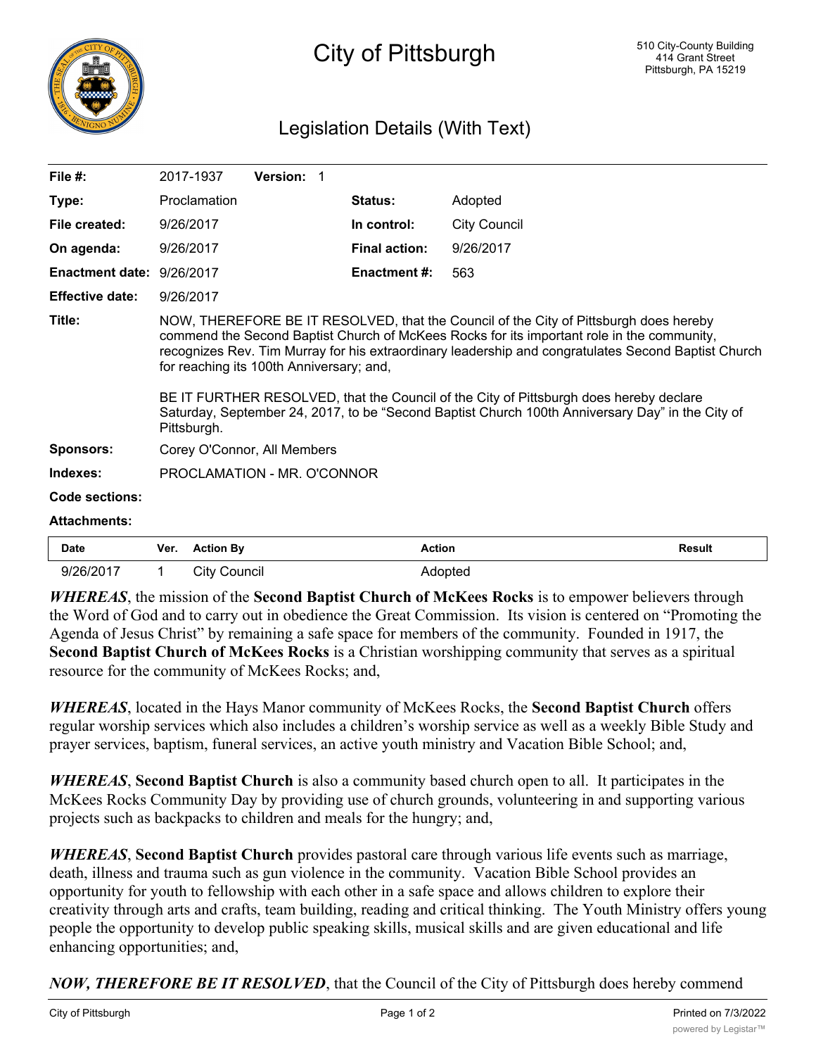# City of Pittsburgh

510 City-County Building
414 Grant Street
Pittsburgh, PA 15219

## Legislation Details (With Text)

| | | | |
|---|---|---|---|
| **File #:** | 2017-1937 **Version:** 1 | | |
| **Type:** | Proclamation | **Status:** | Adopted |
| **File created:** | 9/26/2017 | **In control:** | City Council |
| **On agenda:** | 9/26/2017 | **Final action:** | 9/26/2017 |
| **Enactment date:** | 9/26/2017 | **Enactment #:** | 563 |
| **Effective date:** | 9/26/2017 | | |

**Title:** NOW, THEREFORE BE IT RESOLVED, that the Council of the City of Pittsburgh does hereby commend the Second Baptist Church of McKees Rocks for its important role in the community, recognizes Rev. Tim Murray for his extraordinary leadership and congratulates Second Baptist Church for reaching its 100th Anniversary; and,

BE IT FURTHER RESOLVED, that the Council of the City of Pittsburgh does hereby declare Saturday, September 24, 2017, to be "Second Baptist Church 100th Anniversary Day" in the City of Pittsburgh.

**Sponsors:** Corey O'Connor, All Members

**Indexes:** PROCLAMATION - MR. O'CONNOR

**Code sections:**

**Attachments:**

| Date | Ver. | Action By | Action | Result |
|---|---|---|---|---|
| 9/26/2017 | 1 | City Council | Adopted | |

***WHEREAS***, the mission of the **Second Baptist Church of McKees Rocks** is to empower believers through the Word of God and to carry out in obedience the Great Commission. Its vision is centered on "Promoting the Agenda of Jesus Christ" by remaining a safe space for members of the community. Founded in 1917, the **Second Baptist Church of McKees Rocks** is a Christian worshipping community that serves as a spiritual resource for the community of McKees Rocks; and,

***WHEREAS***, located in the Hays Manor community of McKees Rocks, the **Second Baptist Church** offers regular worship services which also includes a children's worship service as well as a weekly Bible Study and prayer services, baptism, funeral services, an active youth ministry and Vacation Bible School; and,

***WHEREAS***, **Second Baptist Church** is also a community based church open to all. It participates in the McKees Rocks Community Day by providing use of church grounds, volunteering in and supporting various projects such as backpacks to children and meals for the hungry; and,

***WHEREAS***, **Second Baptist Church** provides pastoral care through various life events such as marriage, death, illness and trauma such as gun violence in the community. Vacation Bible School provides an opportunity for youth to fellowship with each other in a safe space and allows children to explore their creativity through arts and crafts, team building, reading and critical thinking. The Youth Ministry offers young people the opportunity to develop public speaking skills, musical skills and are given educational and life enhancing opportunities; and,

***NOW, THEREFORE BE IT RESOLVED***, that the Council of the City of Pittsburgh does hereby commend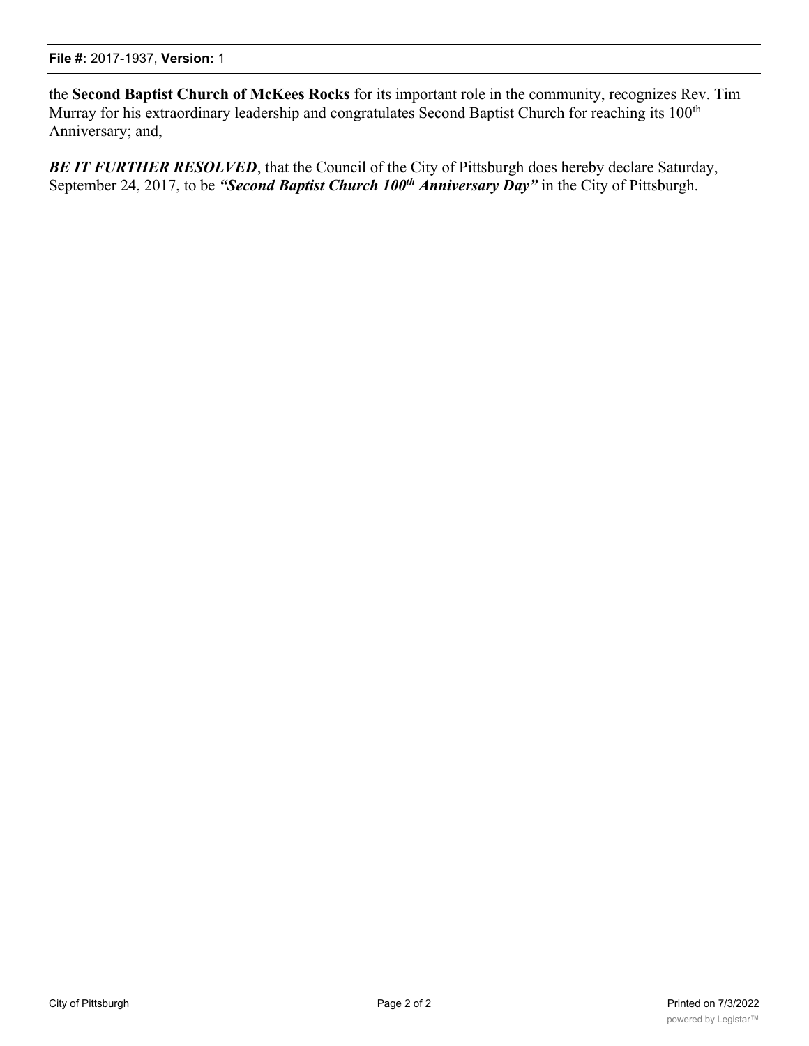the **Second Baptist Church of McKees Rocks** for its important role in the community, recognizes Rev. Tim Murray for his extraordinary leadership and congratulates Second Baptist Church for reaching its 100th Anniversary; and,

***BE IT FURTHER RESOLVED***, that the Council of the City of Pittsburgh does hereby declare Saturday, September 24, 2017, to be ***"Second Baptist Church 100th Anniversary Day"*** in the City of Pittsburgh.